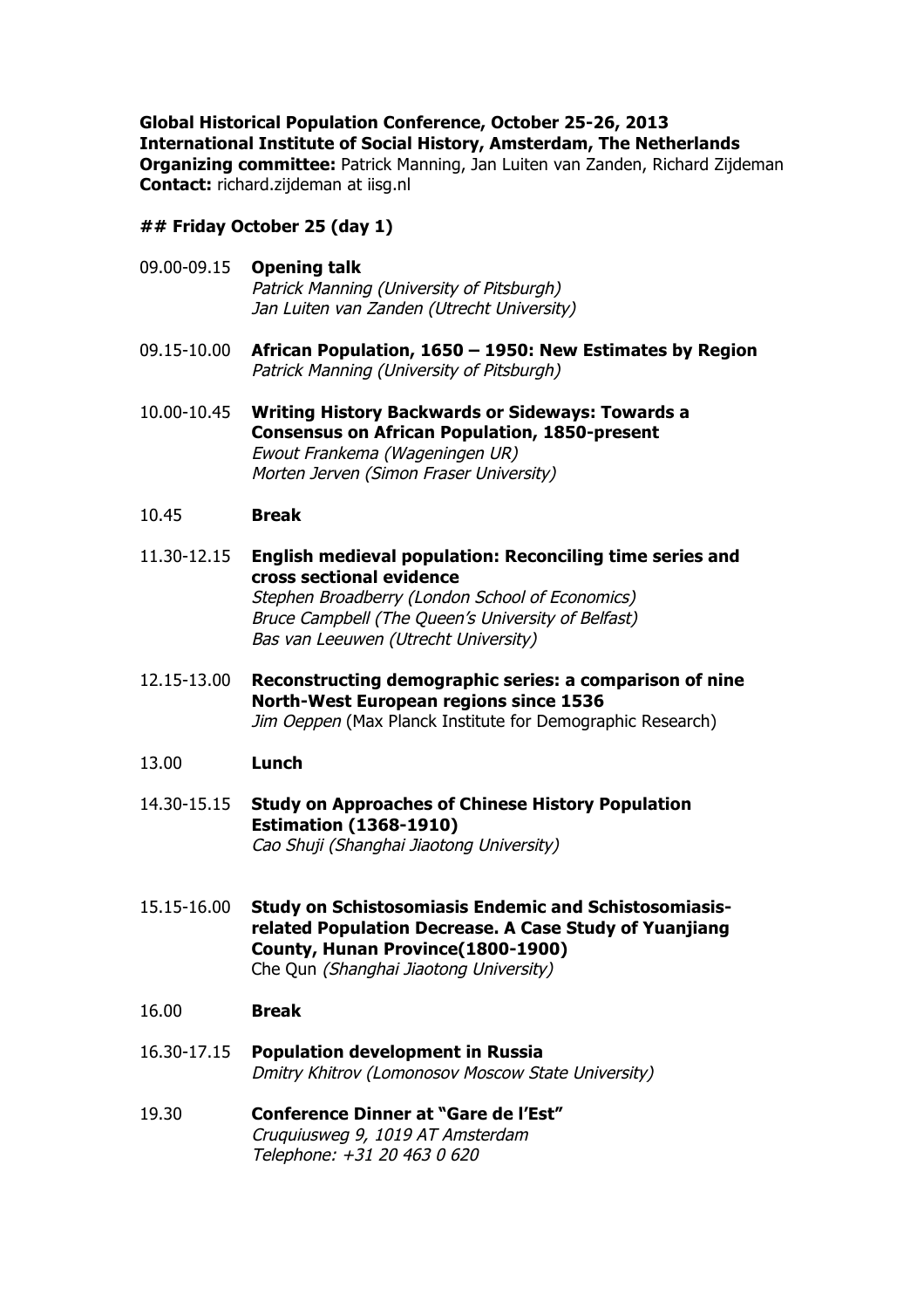**Global Historical Population Conference, October 25-26, 2013**
**International Institute of Social History, Amsterdam, The Netherlands**
**Organizing committee:** Patrick Manning, Jan Luiten van Zanden, Richard Zijdeman
**Contact:** richard.zijdeman at iisg.nl

## Friday October 25 (day 1)

09.00-09.15 **Opening talk**
*Patrick Manning (University of Pitsburgh)*
*Jan Luiten van Zanden (Utrecht University)*

09.15-10.00 **African Population, 1650 – 1950: New Estimates by Region**
*Patrick Manning (University of Pitsburgh)*

10.00-10.45 **Writing History Backwards or Sideways: Towards a Consensus on African Population, 1850-present**
*Ewout Frankema (Wageningen UR)*
*Morten Jerven (Simon Fraser University)*

10.45 **Break**

11.30-12.15 **English medieval population: Reconciling time series and cross sectional evidence**
*Stephen Broadberry (London School of Economics)*
*Bruce Campbell (The Queen's University of Belfast)*
*Bas van Leeuwen (Utrecht University)*

12.15-13.00 **Reconstructing demographic series: a comparison of nine North-West European regions since 1536**
*Jim Oeppen* (Max Planck Institute for Demographic Research)

13.00 **Lunch**

14.30-15.15 **Study on Approaches of Chinese History Population Estimation (1368-1910)**
*Cao Shuji (Shanghai Jiaotong University)*

15.15-16.00 **Study on Schistosomiasis Endemic and Schistosomiasis-related Population Decrease. A Case Study of Yuanjiang County, Hunan Province(1800-1900)**
Che Qun *(Shanghai Jiaotong University)*

16.00 **Break**

16.30-17.15 **Population development in Russia**
*Dmitry Khitrov (Lomonosov Moscow State University)*

19.30 **Conference Dinner at "Gare de l'Est"**
*Cruquiusweg 9, 1019 AT Amsterdam*
*Telephone: +31 20 463 0 620*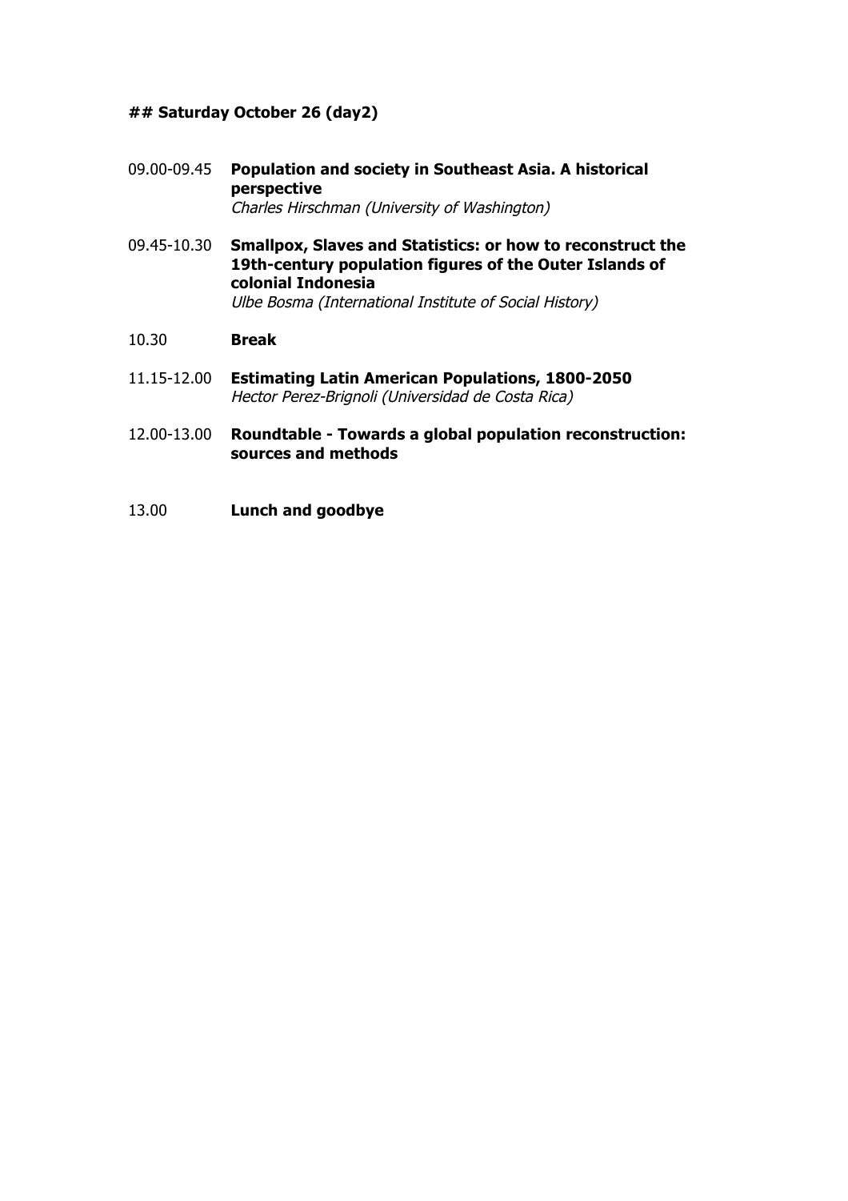## Saturday October 26 (day2)

09.00-09.45 **Population and society in Southeast Asia. A historical perspective**
*Charles Hirschman (University of Washington)*

09.45-10.30 **Smallpox, Slaves and Statistics: or how to reconstruct the 19th-century population figures of the Outer Islands of colonial Indonesia**
*Ulbe Bosma (International Institute of Social History)*

10.30 **Break**

11.15-12.00 **Estimating Latin American Populations, 1800-2050**
*Hector Perez-Brignoli (Universidad de Costa Rica)*

12.00-13.00 **Roundtable - Towards a global population reconstruction: sources and methods**

13.00 **Lunch and goodbye**